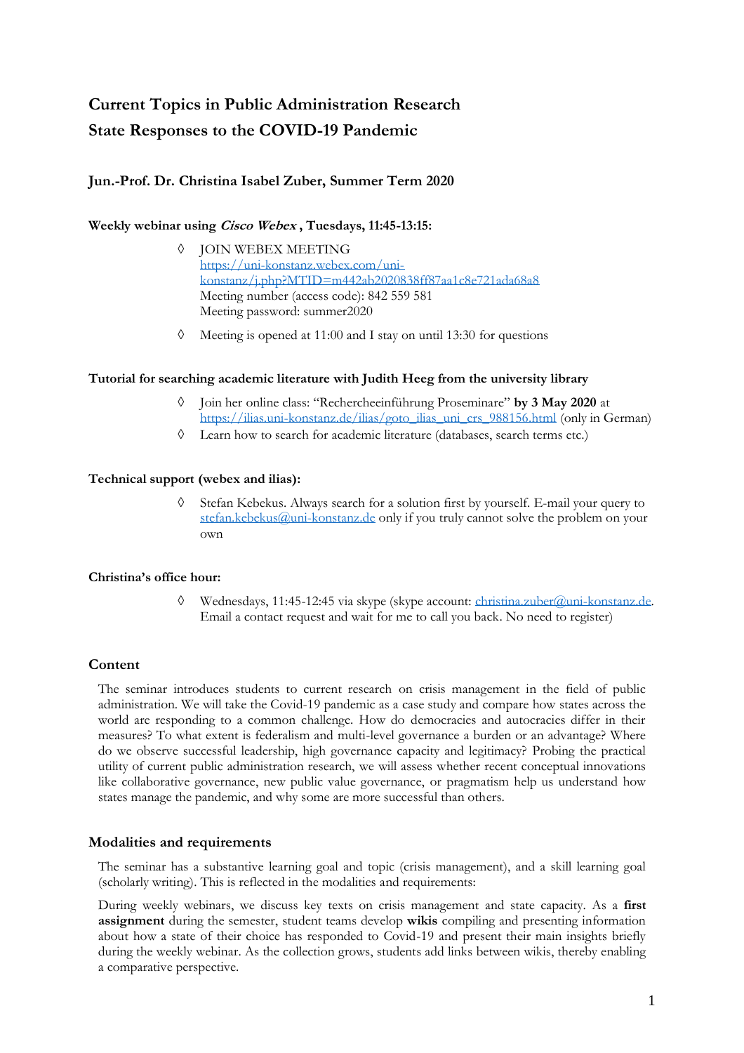# Current Topics in Public Administration Research
# State Responses to the COVID-19 Pandemic

### Jun.-Prof. Dr. Christina Isabel Zuber, Summer Term 2020

**Weekly webinar using *Cisco Webex* , Tuesdays, 11:45-13:15:**

- JOIN WEBEX MEETING
  https://uni-konstanz.webex.com/uni-konstanz/j.php?MTID=m442ab2020838ff87aa1c8e721ada68a8
  Meeting number (access code): 842 559 581
  Meeting password: summer2020
- Meeting is opened at 11:00 and I stay on until 13:30 for questions

**Tutorial for searching academic literature with Judith Heeg from the university library**

- Join her online class: "Rechercheeinführung Proseminare" **by 3 May 2020** at https://ilias.uni-konstanz.de/ilias/goto_ilias_uni_crs_988156.html (only in German)
- Learn how to search for academic literature (databases, search terms etc.)

**Technical support (webex and ilias):**

- Stefan Kebekus. Always search for a solution first by yourself. E-mail your query to stefan.kebekus@uni-konstanz.de only if you truly cannot solve the problem on your own

**Christina's office hour:**

- Wednesdays, 11:45-12:45 via skype (skype account: christina.zuber@uni-konstanz.de. Email a contact request and wait for me to call you back. No need to register)

## Content

The seminar introduces students to current research on crisis management in the field of public administration. We will take the Covid-19 pandemic as a case study and compare how states across the world are responding to a common challenge. How do democracies and autocracies differ in their measures? To what extent is federalism and multi-level governance a burden or an advantage? Where do we observe successful leadership, high governance capacity and legitimacy? Probing the practical utility of current public administration research, we will assess whether recent conceptual innovations like collaborative governance, new public value governance, or pragmatism help us understand how states manage the pandemic, and why some are more successful than others.

## Modalities and requirements

The seminar has a substantive learning goal and topic (crisis management), and a skill learning goal (scholarly writing). This is reflected in the modalities and requirements:

During weekly webinars, we discuss key texts on crisis management and state capacity. As a **first assignment** during the semester, student teams develop **wikis** compiling and presenting information about how a state of their choice has responded to Covid-19 and present their main insights briefly during the weekly webinar. As the collection grows, students add links between wikis, thereby enabling a comparative perspective.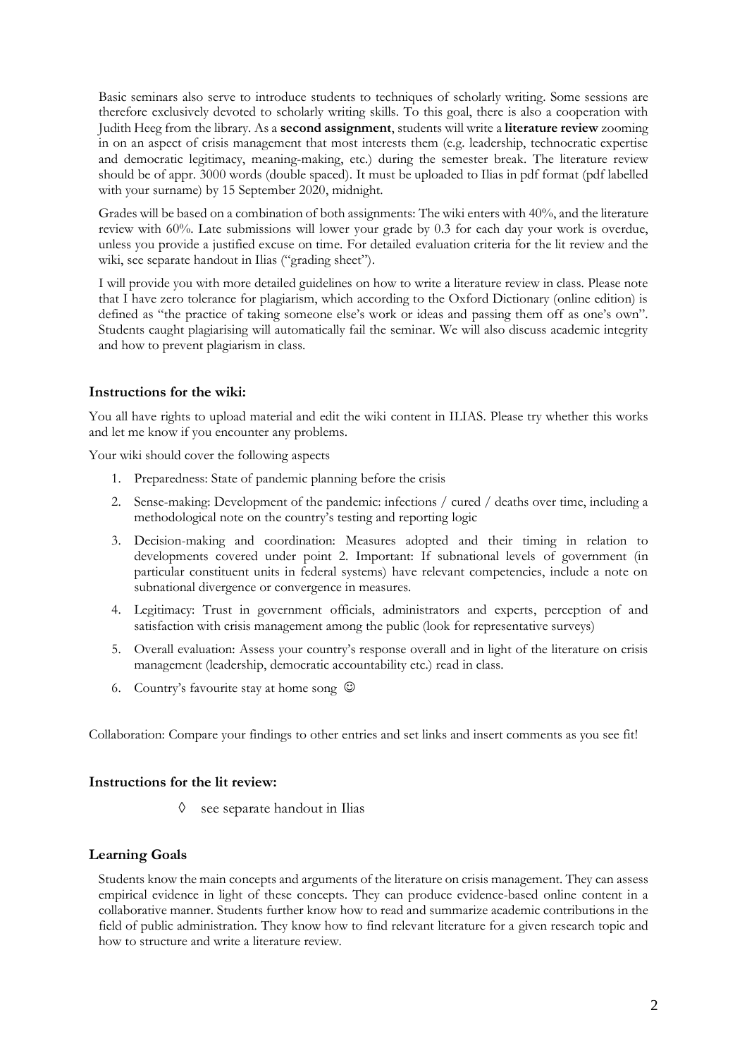Basic seminars also serve to introduce students to techniques of scholarly writing. Some sessions are therefore exclusively devoted to scholarly writing skills. To this goal, there is also a cooperation with Judith Heeg from the library. As a **second assignment**, students will write a **literature review** zooming in on an aspect of crisis management that most interests them (e.g. leadership, technocratic expertise and democratic legitimacy, meaning-making, etc.) during the semester break. The literature review should be of appr. 3000 words (double spaced). It must be uploaded to Ilias in pdf format (pdf labelled with your surname) by 15 September 2020, midnight.

Grades will be based on a combination of both assignments: The wiki enters with 40%, and the literature review with 60%. Late submissions will lower your grade by 0.3 for each day your work is overdue, unless you provide a justified excuse on time. For detailed evaluation criteria for the lit review and the wiki, see separate handout in Ilias ("grading sheet").

I will provide you with more detailed guidelines on how to write a literature review in class. Please note that I have zero tolerance for plagiarism, which according to the Oxford Dictionary (online edition) is defined as "the practice of taking someone else's work or ideas and passing them off as one's own". Students caught plagiarising will automatically fail the seminar. We will also discuss academic integrity and how to prevent plagiarism in class.

### Instructions for the wiki:

You all have rights to upload material and edit the wiki content in ILIAS. Please try whether this works and let me know if you encounter any problems.

Your wiki should cover the following aspects

1. Preparedness: State of pandemic planning before the crisis
2. Sense-making: Development of the pandemic: infections / cured / deaths over time, including a methodological note on the country's testing and reporting logic
3. Decision-making and coordination: Measures adopted and their timing in relation to developments covered under point 2. Important: If subnational levels of government (in particular constituent units in federal systems) have relevant competencies, include a note on subnational divergence or convergence in measures.
4. Legitimacy: Trust in government officials, administrators and experts, perception of and satisfaction with crisis management among the public (look for representative surveys)
5. Overall evaluation: Assess your country's response overall and in light of the literature on crisis management (leadership, democratic accountability etc.) read in class.
6. Country's favourite stay at home song ☺

Collaboration: Compare your findings to other entries and set links and insert comments as you see fit!

### Instructions for the lit review:

- ◊ see separate handout in Ilias

### Learning Goals

Students know the main concepts and arguments of the literature on crisis management. They can assess empirical evidence in light of these concepts. They can produce evidence-based online content in a collaborative manner. Students further know how to read and summarize academic contributions in the field of public administration. They know how to find relevant literature for a given research topic and how to structure and write a literature review.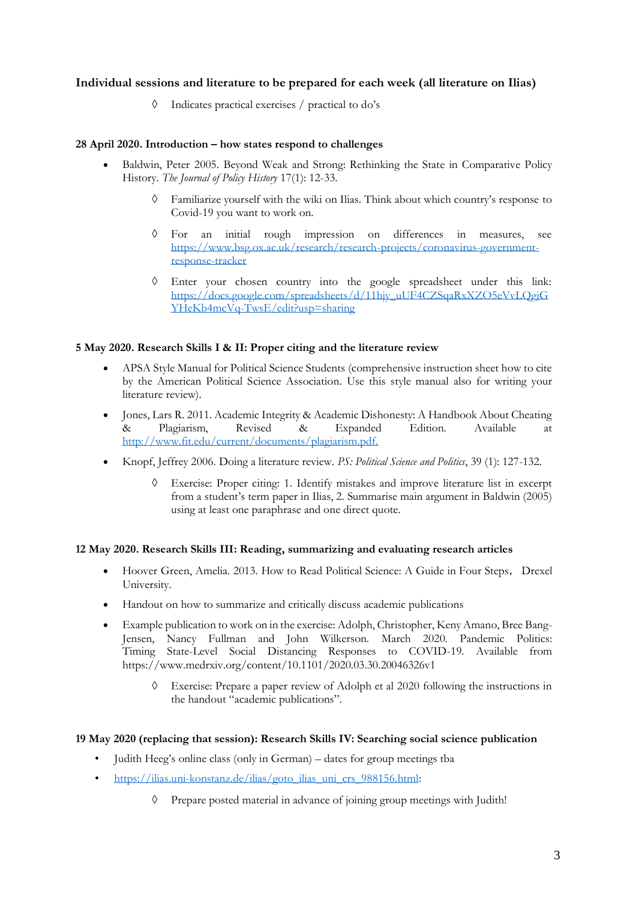**Individual sessions and literature to be prepared for each week (all literature on Ilias)**

◊ Indicates practical exercises / practical to do's

**28 April 2020. Introduction – how states respond to challenges**

- Baldwin, Peter 2005. Beyond Weak and Strong: Rethinking the State in Comparative Policy History. *The Journal of Policy History* 17(1): 12-33.
    - ◊ Familiarize yourself with the wiki on Ilias. Think about which country's response to Covid-19 you want to work on.
    - ◊ For an initial rough impression on differences in measures, see https://www.bsg.ox.ac.uk/research/research-projects/coronavirus-government-response-tracker
    - ◊ Enter your chosen country into the google spreadsheet under this link: https://docs.google.com/spreadsheets/d/11hjy_uUF4CZSqaRxXZO5eVvLQgjGYHeKb4mcVq-TwsE/edit?usp=sharing

**5 May 2020. Research Skills I & II: Proper citing and the literature review**

- APSA Style Manual for Political Science Students (comprehensive instruction sheet how to cite by the American Political Science Association. Use this style manual also for writing your literature review).
- Jones, Lars R. 2011. Academic Integrity & Academic Dishonesty: A Handbook About Cheating & Plagiarism, Revised & Expanded Edition. Available at http://www.fit.edu/current/documents/plagiarism.pdf.
- Knopf, Jeffrey 2006. Doing a literature review. *PS: Political Science and Politics*, 39 (1): 127-132.
    - ◊ Exercise: Proper citing: 1. Identify mistakes and improve literature list in excerpt from a student's term paper in Ilias, 2. Summarise main argument in Baldwin (2005) using at least one paraphrase and one direct quote.

**12 May 2020. Research Skills III: Reading, summarizing and evaluating research articles**

- Hoover Green, Amelia. 2013. How to Read Political Science: A Guide in Four Steps, Drexel University.
- Handout on how to summarize and critically discuss academic publications
- Example publication to work on in the exercise: Adolph, Christopher, Keny Amano, Bree Bang-Jensen, Nancy Fullman and John Wilkerson. March 2020. Pandemic Politics: Timing State-Level Social Distancing Responses to COVID-19. Available from https://www.medrxiv.org/content/10.1101/2020.03.30.20046326v1
    - ◊ Exercise: Prepare a paper review of Adolph et al 2020 following the instructions in the handout "academic publications".

**19 May 2020 (replacing that session): Research Skills IV: Searching social science publication**

- Judith Heeg's online class (only in German) – dates for group meetings tba
- https://ilias.uni-konstanz.de/ilias/goto_ilias_uni_crs_988156.html:
    - ◊ Prepare posted material in advance of joining group meetings with Judith!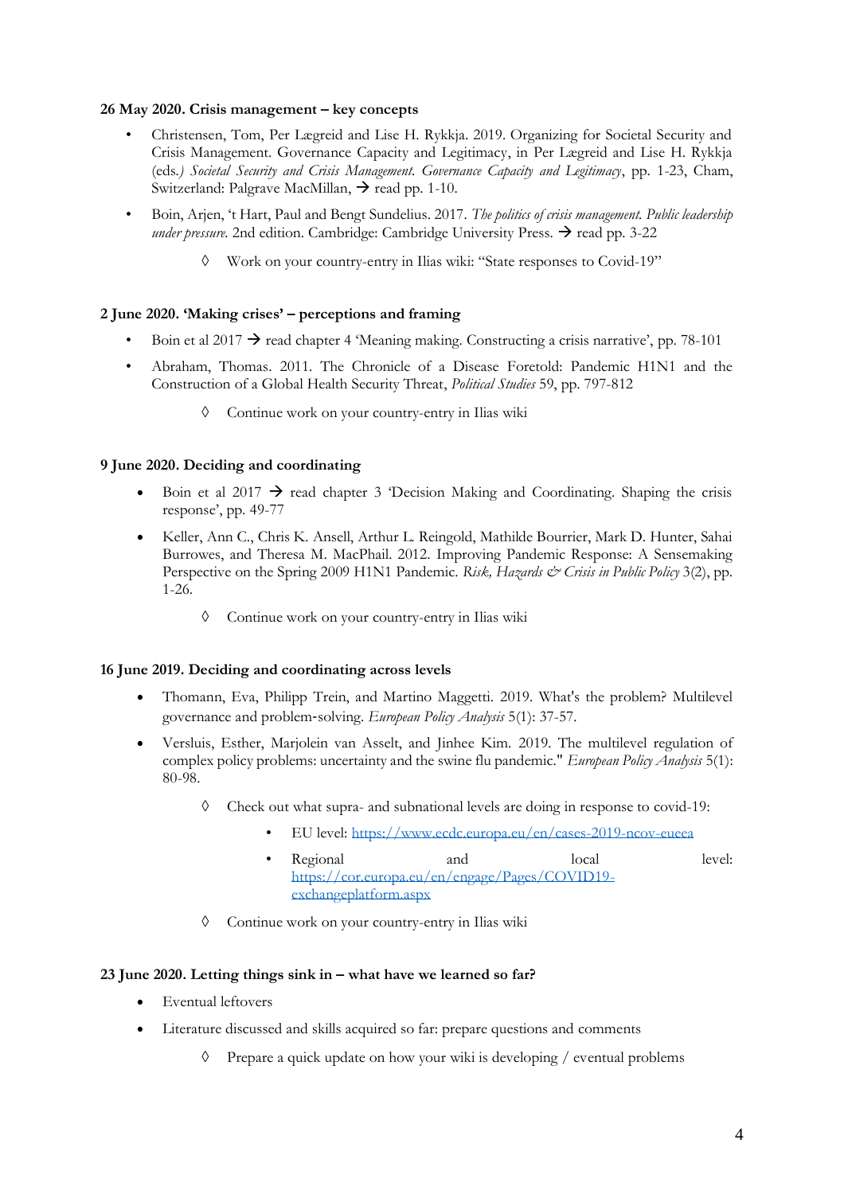**26 May 2020. Crisis management – key concepts**

- Christensen, Tom, Per Lægreid and Lise H. Rykkja. 2019. Organizing for Societal Security and Crisis Management. Governance Capacity and Legitimacy, in Per Lægreid and Lise H. Rykkja (eds.) *Societal Security and Crisis Management. Governance Capacity and Legitimacy*, pp. 1-23, Cham, Switzerland: Palgrave MacMillan, → read pp. 1-10.
- Boin, Arjen, 't Hart, Paul and Bengt Sundelius. 2017. *The politics of crisis management. Public leadership under pressure.* 2nd edition. Cambridge: Cambridge University Press. → read pp. 3-22

    ◊ Work on your country-entry in Ilias wiki: "State responses to Covid-19"

**2 June 2020. 'Making crises' – perceptions and framing**

- Boin et al 2017 → read chapter 4 'Meaning making. Constructing a crisis narrative', pp. 78-101
- Abraham, Thomas. 2011. The Chronicle of a Disease Foretold: Pandemic H1N1 and the Construction of a Global Health Security Threat, *Political Studies* 59, pp. 797-812

    ◊ Continue work on your country-entry in Ilias wiki

**9 June 2020. Deciding and coordinating**

- Boin et al 2017 → read chapter 3 'Decision Making and Coordinating. Shaping the crisis response', pp. 49-77
- Keller, Ann C., Chris K. Ansell, Arthur L. Reingold, Mathilde Bourrier, Mark D. Hunter, Sahai Burrowes, and Theresa M. MacPhail. 2012. Improving Pandemic Response: A Sensemaking Perspective on the Spring 2009 H1N1 Pandemic. *Risk, Hazards & Crisis in Public Policy* 3(2), pp. 1-26.

    ◊ Continue work on your country-entry in Ilias wiki

**16 June 2019. Deciding and coordinating across levels**

- Thomann, Eva, Philipp Trein, and Martino Maggetti. 2019. What's the problem? Multilevel governance and problem-solving. *European Policy Analysis* 5(1): 37-57.
- Versluis, Esther, Marjolein van Asselt, and Jinhee Kim. 2019. The multilevel regulation of complex policy problems: uncertainty and the swine flu pandemic." *European Policy Analysis* 5(1): 80-98.

    ◊ Check out what supra- and subnational levels are doing in response to covid-19:

    - EU level: https://www.ecdc.europa.eu/en/cases-2019-ncov-eueea
    - Regional and local level: https://cor.europa.eu/en/engage/Pages/COVID19-exchangeplatform.aspx

    ◊ Continue work on your country-entry in Ilias wiki

**23 June 2020. Letting things sink in – what have we learned so far?**

- Eventual leftovers
- Literature discussed and skills acquired so far: prepare questions and comments

    ◊ Prepare a quick update on how your wiki is developing / eventual problems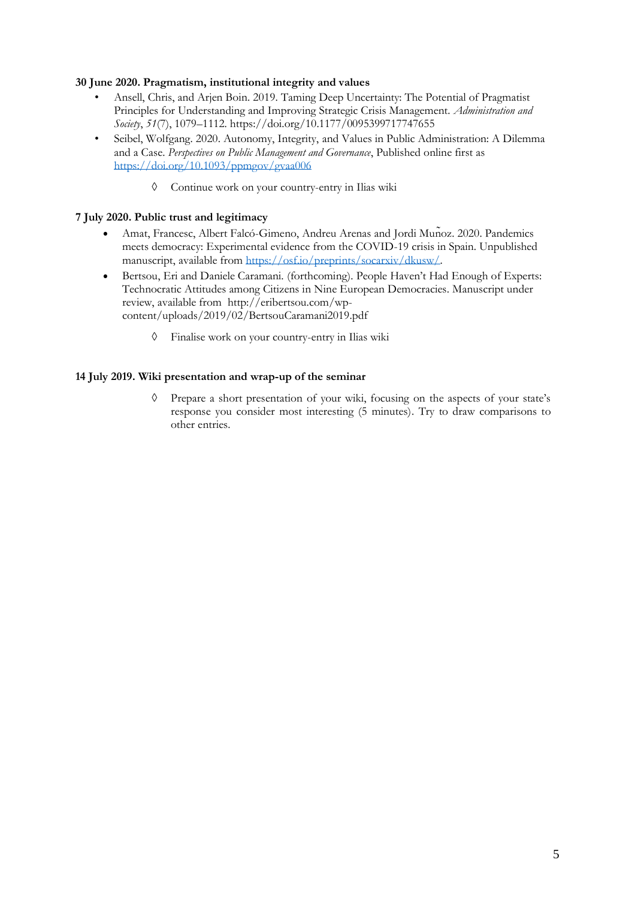**30 June 2020. Pragmatism, institutional integrity and values**

- Ansell, Chris, and Arjen Boin. 2019. Taming Deep Uncertainty: The Potential of Pragmatist Principles for Understanding and Improving Strategic Crisis Management. *Administration and Society*, *51*(7), 1079–1112. https://doi.org/10.1177/0095399717747655
- Seibel, Wolfgang. 2020. Autonomy, Integrity, and Values in Public Administration: A Dilemma and a Case. *Perspectives on Public Management and Governance*, Published online first as https://doi.org/10.1093/ppmgov/gvaa006

    ◊ Continue work on your country-entry in Ilias wiki

**7 July 2020. Public trust and legitimacy**

- Amat, Francesc, Albert Falcó-Gimeno, Andreu Arenas and Jordi Muñoz. 2020. Pandemics meets democracy: Experimental evidence from the COVID-19 crisis in Spain. Unpublished manuscript, available from https://osf.io/preprints/socarxiv/dkusw/.
- Bertsou, Eri and Daniele Caramani. (forthcoming). People Haven't Had Enough of Experts: Technocratic Attitudes among Citizens in Nine European Democracies. Manuscript under review, available from http://eribertsou.com/wp-content/uploads/2019/02/BertsouCaramani2019.pdf

    ◊ Finalise work on your country-entry in Ilias wiki

**14 July 2019. Wiki presentation and wrap-up of the seminar**

◊ Prepare a short presentation of your wiki, focusing on the aspects of your state's response you consider most interesting (5 minutes). Try to draw comparisons to other entries.